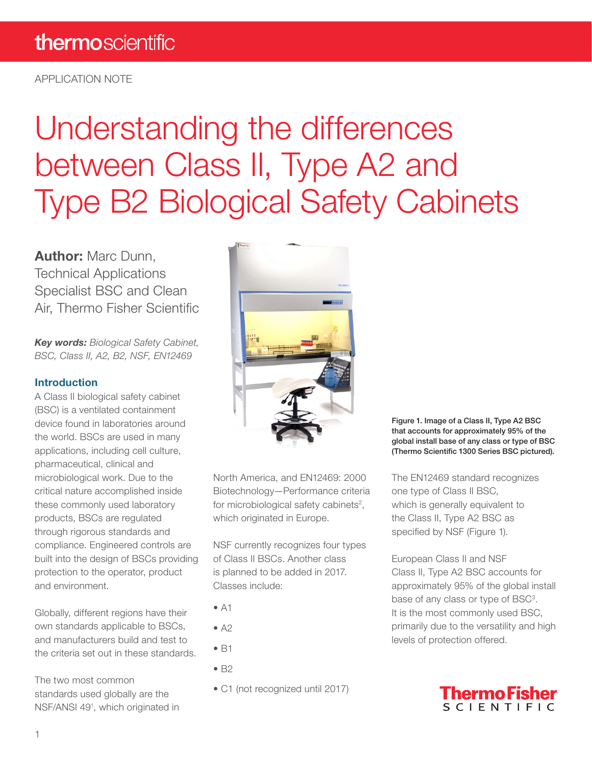APPLICATION NOTE

# Understanding the differences between Class II, Type A2 and Type B2 Biological Safety Cabinets

**Author:** Marc Dunn, Technical Applications Specialist BSC and Clean Air, Thermo Fisher Scientific

***Key words:*** *Biological Safety Cabinet, BSC, Class II, A2, B2, NSF, EN12469*

## Introduction

A Class II biological safety cabinet (BSC) is a ventilated containment device found in laboratories around the world. BSCs are used in many applications, including cell culture, pharmaceutical, clinical and microbiological work. Due to the critical nature accomplished inside these commonly used laboratory products, BSCs are regulated through rigorous standards and compliance. Engineered controls are built into the design of BSCs providing protection to the operator, product and environment.

Globally, different regions have their own standards applicable to BSCs, and manufacturers build and test to the criteria set out in these standards.

The two most common standards used globally are the NSF/ANSI 49[1], which originated in North America, and EN12469: 2000 Biotechnology—Performance criteria for microbiological safety cabinets[2], which originated in Europe.

NSF currently recognizes four types of Class II BSCs. Another class is planned to be added in 2017. Classes include:

- A1
- A2
- B1
- B2
- C1 (not recognized until 2017)

**Figure 1. Image of a Class II, Type A2 BSC that accounts for approximately 95% of the global install base of any class or type of BSC (Thermo Scientific 1300 Series BSC pictured).**

The EN12469 standard recognizes one type of Class II BSC, which is generally equivalent to the Class II, Type A2 BSC as specified by NSF (Figure 1).

European Class II and NSF Class II, Type A2 BSC accounts for approximately 95% of the global install base of any class or type of BSC[3]. It is the most commonly used BSC, primarily due to the versatility and high levels of protection offered.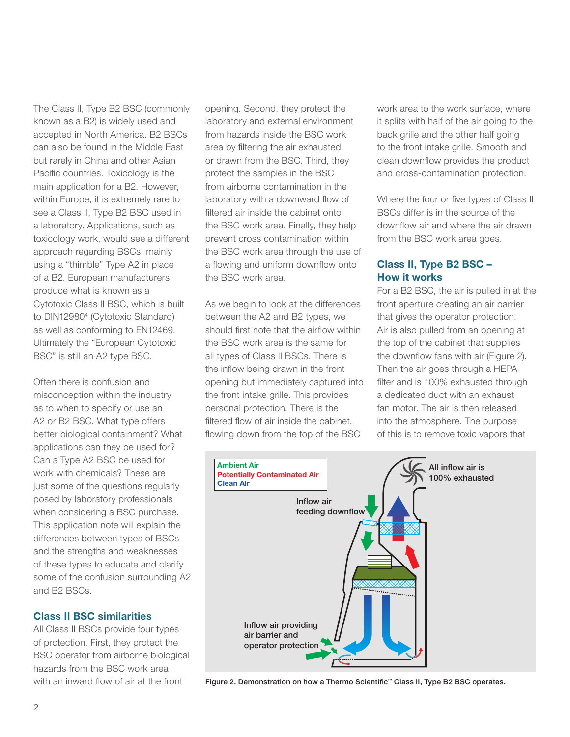The Class II, Type B2 BSC (commonly known as a B2) is widely used and accepted in North America. B2 BSCs can also be found in the Middle East but rarely in China and other Asian Pacific countries. Toxicology is the main application for a B2. However, within Europe, it is extremely rare to see a Class II, Type B2 BSC used in a laboratory. Applications, such as toxicology work, would see a different approach regarding BSCs, mainly using a "thimble" Type A2 in place of a B2. European manufacturers produce what is known as a Cytotoxic Class II BSC, which is built to DIN12980[4] (Cytotoxic Standard) as well as conforming to EN12469. Ultimately the "European Cytotoxic BSC" is still an A2 type BSC.

Often there is confusion and misconception within the industry as to when to specify or use an A2 or B2 BSC. What type offers better biological containment? What applications can they be used for? Can a Type A2 BSC be used for work with chemicals? These are just some of the questions regularly posed by laboratory professionals when considering a BSC purchase. This application note will explain the differences between types of BSCs and the strengths and weaknesses of these types to educate and clarify some of the confusion surrounding A2 and B2 BSCs.

## Class II BSC similarities

All Class II BSCs provide four types of protection. First, they protect the BSC operator from airborne biological hazards from the BSC work area with an inward flow of air at the front opening. Second, they protect the laboratory and external environment from hazards inside the BSC work area by filtering the air exhausted or drawn from the BSC. Third, they protect the samples in the BSC from airborne contamination in the laboratory with a downward flow of filtered air inside the cabinet onto the BSC work area. Finally, they help prevent cross contamination within the BSC work area through the use of a flowing and uniform downflow onto the BSC work area.

As we begin to look at the differences between the A2 and B2 types, we should first note that the airflow within the BSC work area is the same for all types of Class II BSCs. There is the inflow being drawn in the front opening but immediately captured into the front intake grille. This provides personal protection. There is the filtered flow of air inside the cabinet, flowing down from the top of the BSC work area to the work surface, where it splits with half of the air going to the back grille and the other half going to the front intake grille. Smooth and clean downflow provides the product and cross-contamination protection.

Where the four or five types of Class II BSCs differ is in the source of the downflow air and where the air drawn from the BSC work area goes.

## Class II, Type B2 BSC – How it works

For a B2 BSC, the air is pulled in at the front aperture creating an air barrier that gives the operator protection. Air is also pulled from an opening at the top of the cabinet that supplies the downflow fans with air (Figure 2). Then the air goes through a HEPA filter and is 100% exhausted through a dedicated duct with an exhaust fan motor. The air is then released into the atmosphere. The purpose of this is to remove toxic vapors that

Figure 2. Demonstration on how a Thermo Scientific™ Class II, Type B2 BSC operates.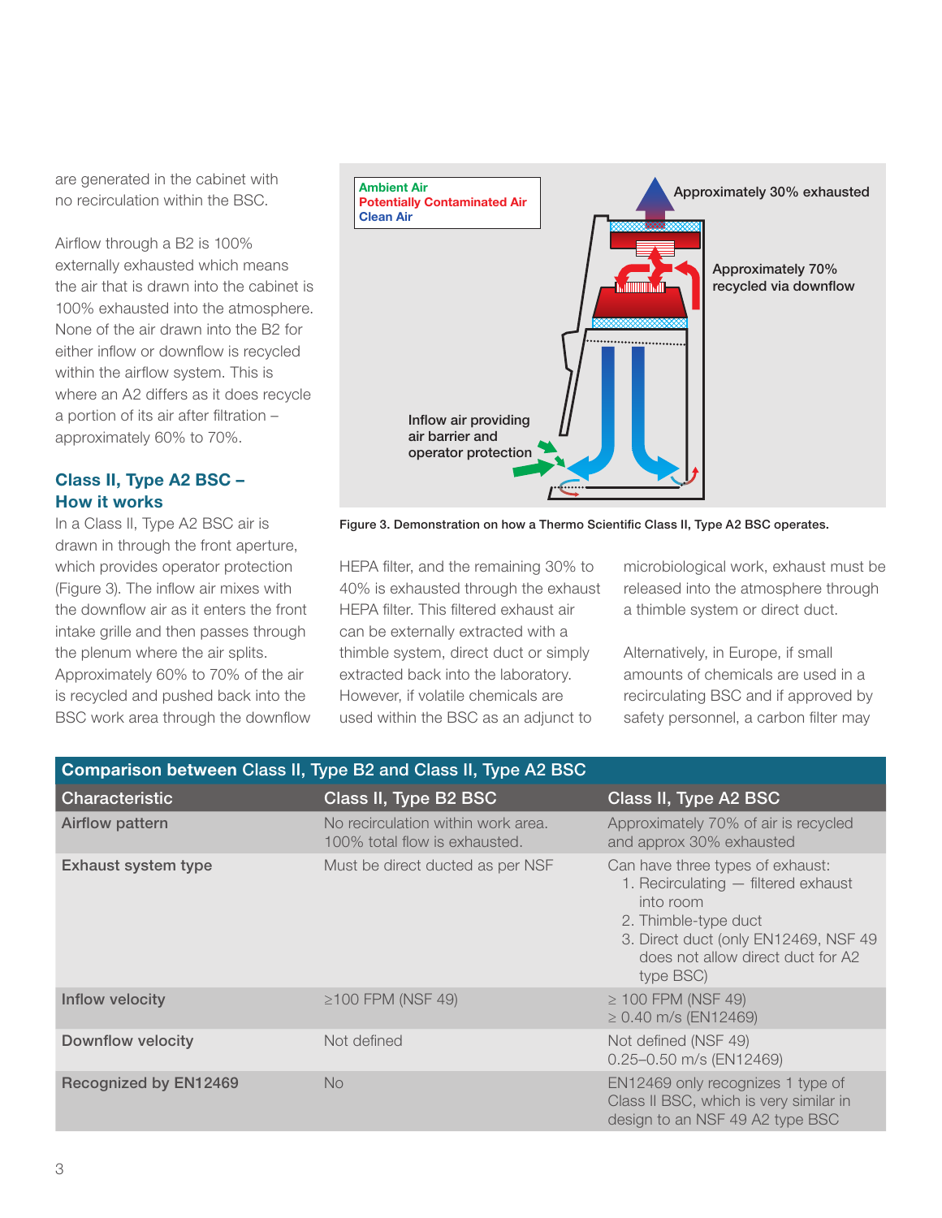are generated in the cabinet with no recirculation within the BSC.

Airflow through a B2 is 100% externally exhausted which means the air that is drawn into the cabinet is 100% exhausted into the atmosphere. None of the air drawn into the B2 for either inflow or downflow is recycled within the airflow system. This is where an A2 differs as it does recycle a portion of its air after filtration – approximately 60% to 70%.

### Class II, Type A2 BSC – How it works

In a Class II, Type A2 BSC air is drawn in through the front aperture, which provides operator protection (Figure 3). The inflow air mixes with the downflow air as it enters the front intake grille and then passes through the plenum where the air splits. Approximately 60% to 70% of the air is recycled and pushed back into the BSC work area through the downflow HEPA filter, and the remaining 30% to 40% is exhausted through the exhaust HEPA filter. This filtered exhaust air can be externally extracted with a thimble system, direct duct or simply extracted back into the laboratory. However, if volatile chemicals are used within the BSC as an adjunct to microbiological work, exhaust must be released into the atmosphere through a thimble system or direct duct.

Ambient Air
Potentially Contaminated Air
Clean Air

Approximately 30% exhausted

Approximately 70% recycled via downflow

Inflow air providing air barrier and operator protection

Figure 3. Demonstration on how a Thermo Scientific Class II, Type A2 BSC operates.

Alternatively, in Europe, if small amounts of chemicals are used in a recirculating BSC and if approved by safety personnel, a carbon filter may

**Comparison between Class II, Type B2 and Class II, Type A2 BSC**

| Characteristic | Class II, Type B2 BSC | Class II, Type A2 BSC |
|---|---|---|
| **Airflow pattern** | No recirculation within work area. 100% total flow is exhausted. | Approximately 70% of air is recycled and approx 30% exhausted |
| **Exhaust system type** | Must be direct ducted as per NSF | Can have three types of exhaust:<br>1. Recirculating — filtered exhaust into room<br>2. Thimble-type duct<br>3. Direct duct (only EN12469, NSF 49 does not allow direct duct for A2 type BSC) |
| **Inflow velocity** | ≥100 FPM (NSF 49) | ≥ 100 FPM (NSF 49)<br>≥ 0.40 m/s (EN12469) |
| **Downflow velocity** | Not defined | Not defined (NSF 49)<br>0.25–0.50 m/s (EN12469) |
| **Recognized by EN12469** | No | EN12469 only recognizes 1 type of Class II BSC, which is very similar in design to an NSF 49 A2 type BSC |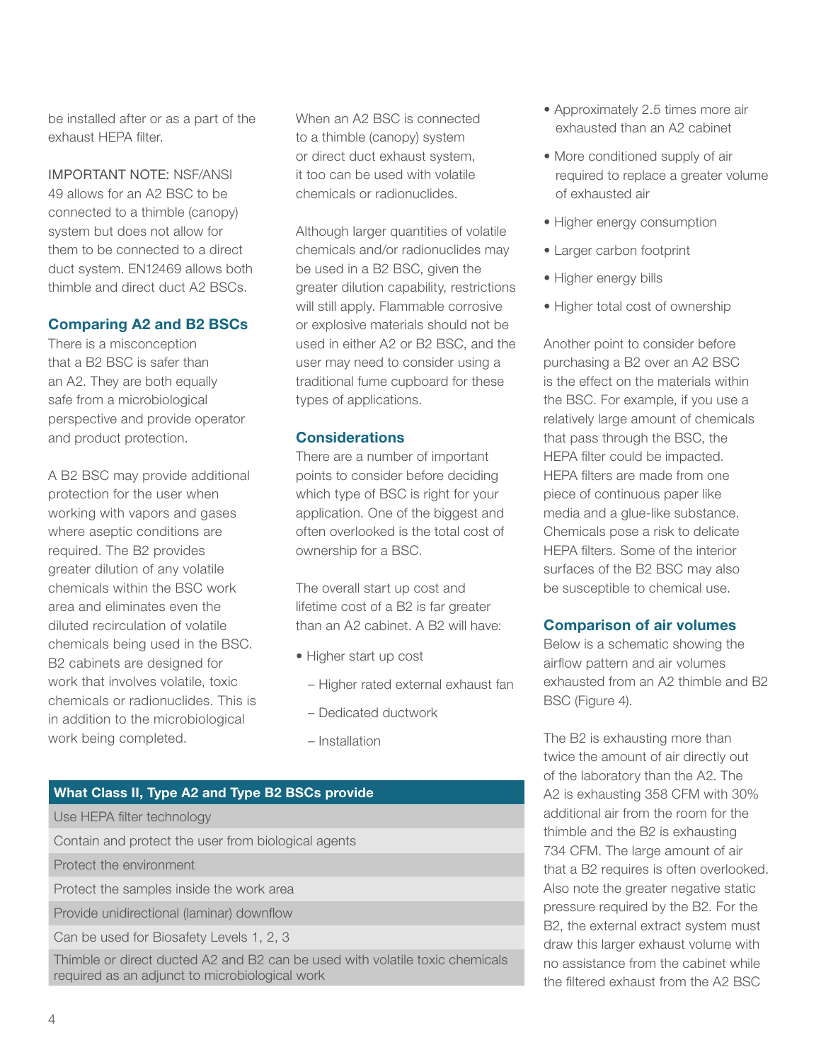be installed after or as a part of the exhaust HEPA filter.

IMPORTANT NOTE: NSF/ANSI 49 allows for an A2 BSC to be connected to a thimble (canopy) system but does not allow for them to be connected to a direct duct system. EN12469 allows both thimble and direct duct A2 BSCs.

## Comparing A2 and B2 BSCs

There is a misconception that a B2 BSC is safer than an A2. They are both equally safe from a microbiological perspective and provide operator and product protection.

A B2 BSC may provide additional protection for the user when working with vapors and gases where aseptic conditions are required. The B2 provides greater dilution of any volatile chemicals within the BSC work area and eliminates even the diluted recirculation of volatile chemicals being used in the BSC. B2 cabinets are designed for work that involves volatile, toxic chemicals or radionuclides. This is in addition to the microbiological work being completed.

When an A2 BSC is connected to a thimble (canopy) system or direct duct exhaust system, it too can be used with volatile chemicals or radionuclides.

Although larger quantities of volatile chemicals and/or radionuclides may be used in a B2 BSC, given the greater dilution capability, restrictions will still apply. Flammable corrosive or explosive materials should not be used in either A2 or B2 BSC, and the user may need to consider using a traditional fume cupboard for these types of applications.

## Considerations

There are a number of important points to consider before deciding which type of BSC is right for your application. One of the biggest and often overlooked is the total cost of ownership for a BSC.

The overall start up cost and lifetime cost of a B2 is far greater than an A2 cabinet. A B2 will have:

- Higher start up cost
  - Higher rated external exhaust fan
  - Dedicated ductwork
  - Installation
- Approximately 2.5 times more air exhausted than an A2 cabinet
- More conditioned supply of air required to replace a greater volume of exhausted air
- Higher energy consumption
- Larger carbon footprint
- Higher energy bills
- Higher total cost of ownership

Another point to consider before purchasing a B2 over an A2 BSC is the effect on the materials within the BSC. For example, if you use a relatively large amount of chemicals that pass through the BSC, the HEPA filter could be impacted. HEPA filters are made from one piece of continuous paper like media and a glue-like substance. Chemicals pose a risk to delicate HEPA filters. Some of the interior surfaces of the B2 BSC may also be susceptible to chemical use.

| What Class II, Type A2 and Type B2 BSCs provide |
|---|
| Use HEPA filter technology |
| Contain and protect the user from biological agents |
| Protect the environment |
| Protect the samples inside the work area |
| Provide unidirectional (laminar) downflow |
| Can be used for Biosafety Levels 1, 2, 3 |
| Thimble or direct ducted A2 and B2 can be used with volatile toxic chemicals required as an adjunct to microbiological work |

## Comparison of air volumes

Below is a schematic showing the airflow pattern and air volumes exhausted from an A2 thimble and B2 BSC (Figure 4).

The B2 is exhausting more than twice the amount of air directly out of the laboratory than the A2. The A2 is exhausting 358 CFM with 30% additional air from the room for the thimble and the B2 is exhausting 734 CFM. The large amount of air that a B2 requires is often overlooked. Also note the greater negative static pressure required by the B2. For the B2, the external extract system must draw this larger exhaust volume with no assistance from the cabinet while the filtered exhaust from the A2 BSC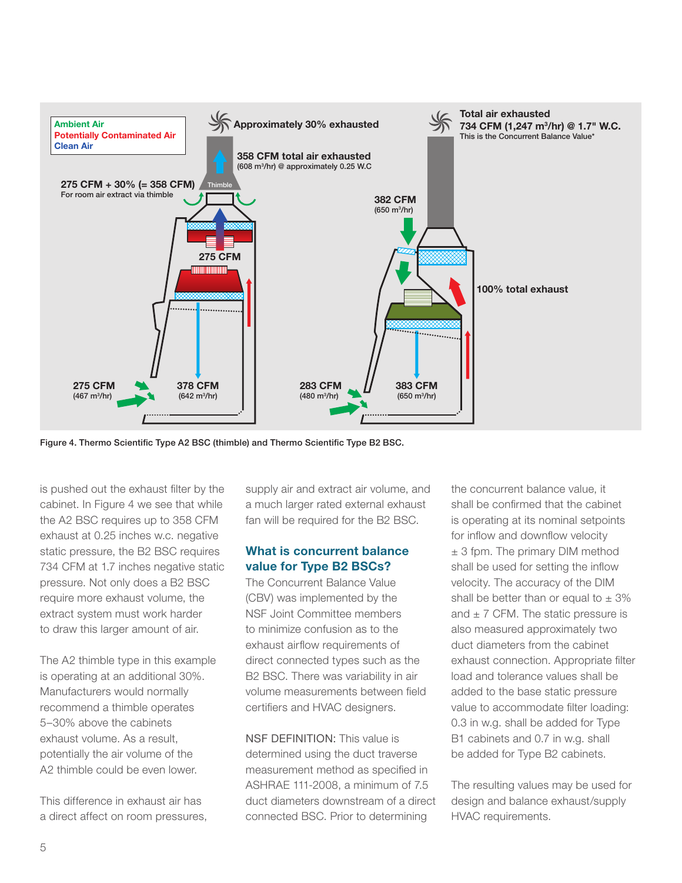Figure 4. Thermo Scientific Type A2 BSC (thimble) and Thermo Scientific Type B2 BSC.

is pushed out the exhaust filter by the cabinet. In Figure 4 we see that while the A2 BSC requires up to 358 CFM exhaust at 0.25 inches w.c. negative static pressure, the B2 BSC requires 734 CFM at 1.7 inches negative static pressure. Not only does a B2 BSC require more exhaust volume, the extract system must work harder to draw this larger amount of air.

The A2 thimble type in this example is operating at an additional 30%. Manufacturers would normally recommend a thimble operates 5–30% above the cabinets exhaust volume. As a result, potentially the air volume of the A2 thimble could be even lower.

This difference in exhaust air has a direct affect on room pressures, supply air and extract air volume, and a much larger rated external exhaust fan will be required for the B2 BSC.

## What is concurrent balance value for Type B2 BSCs?

The Concurrent Balance Value (CBV) was implemented by the NSF Joint Committee members to minimize confusion as to the exhaust airflow requirements of direct connected types such as the B2 BSC. There was variability in air volume measurements between field certifiers and HVAC designers.

NSF DEFINITION: This value is determined using the duct traverse measurement method as specified in ASHRAE 111-2008, a minimum of 7.5 duct diameters downstream of a direct connected BSC. Prior to determining the concurrent balance value, it shall be confirmed that the cabinet is operating at its nominal setpoints for inflow and downflow velocity ± 3 fpm. The primary DIM method shall be used for setting the inflow velocity. The accuracy of the DIM shall be better than or equal to ± 3% and ± 7 CFM. The static pressure is also measured approximately two duct diameters from the cabinet exhaust connection. Appropriate filter load and tolerance values shall be added to the base static pressure value to accommodate filter loading: 0.3 in w.g. shall be added for Type B1 cabinets and 0.7 in w.g. shall be added for Type B2 cabinets.

The resulting values may be used for design and balance exhaust/supply HVAC requirements.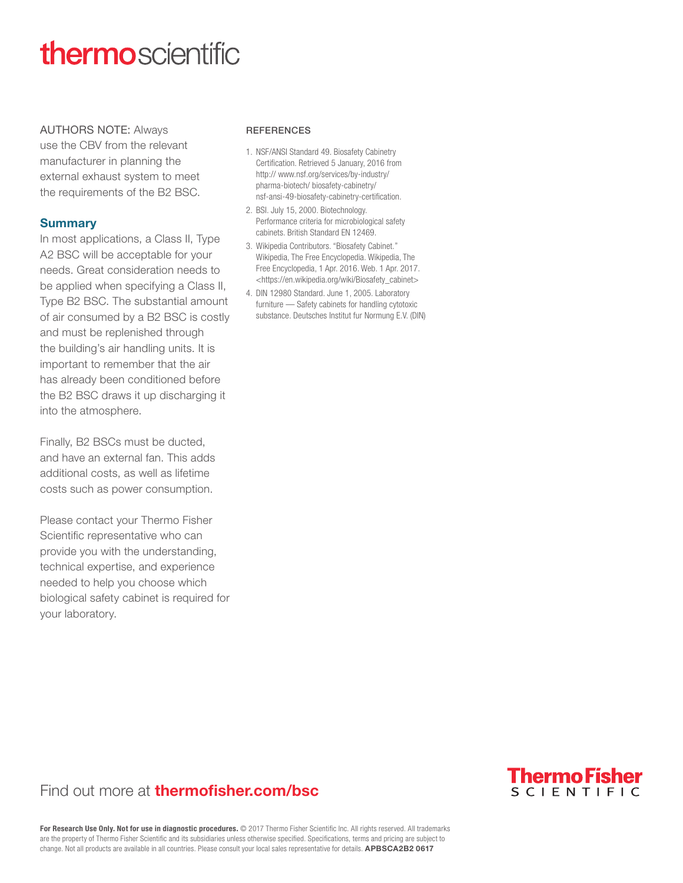AUTHORS NOTE: Always use the CBV from the relevant manufacturer in planning the external exhaust system to meet the requirements of the B2 BSC.

## Summary

In most applications, a Class II, Type A2 BSC will be acceptable for your needs. Great consideration needs to be applied when specifying a Class II, Type B2 BSC. The substantial amount of air consumed by a B2 BSC is costly and must be replenished through the building's air handling units. It is important to remember that the air has already been conditioned before the B2 BSC draws it up discharging it into the atmosphere.

Finally, B2 BSCs must be ducted, and have an external fan. This adds additional costs, as well as lifetime costs such as power consumption.

Please contact your Thermo Fisher Scientific representative who can provide you with the understanding, technical expertise, and experience needed to help you choose which biological safety cabinet is required for your laboratory.

## REFERENCES

1. NSF/ANSI Standard 49. Biosafety Cabinetry Certification. Retrieved 5 January, 2016 from http:// www.nsf.org/services/by-industry/ pharma-biotech/ biosafety-cabinetry/ nsf-ansi-49-biosafety-cabinetry-certification.
2. BSI. July 15, 2000. Biotechnology. Performance criteria for microbiological safety cabinets. British Standard EN 12469.
3. Wikipedia Contributors. "Biosafety Cabinet." Wikipedia, The Free Encyclopedia. Wikipedia, The Free Encyclopedia, 1 Apr. 2016. Web. 1 Apr. 2017. <https://en.wikipedia.org/wiki/Biosafety_cabinet>
4. DIN 12980 Standard. June 1, 2005. Laboratory furniture — Safety cabinets for handling cytotoxic substance. Deutsches Institut fur Normung E.V. (DIN)

Find out more at **thermofisher.com/bsc**

**For Research Use Only. Not for use in diagnostic procedures.** © 2017 Thermo Fisher Scientific Inc. All rights reserved. All trademarks are the property of Thermo Fisher Scientific and its subsidiaries unless otherwise specified. Specifications, terms and pricing are subject to change. Not all products are available in all countries. Please consult your local sales representative for details. **APBSCA2B2 0617**